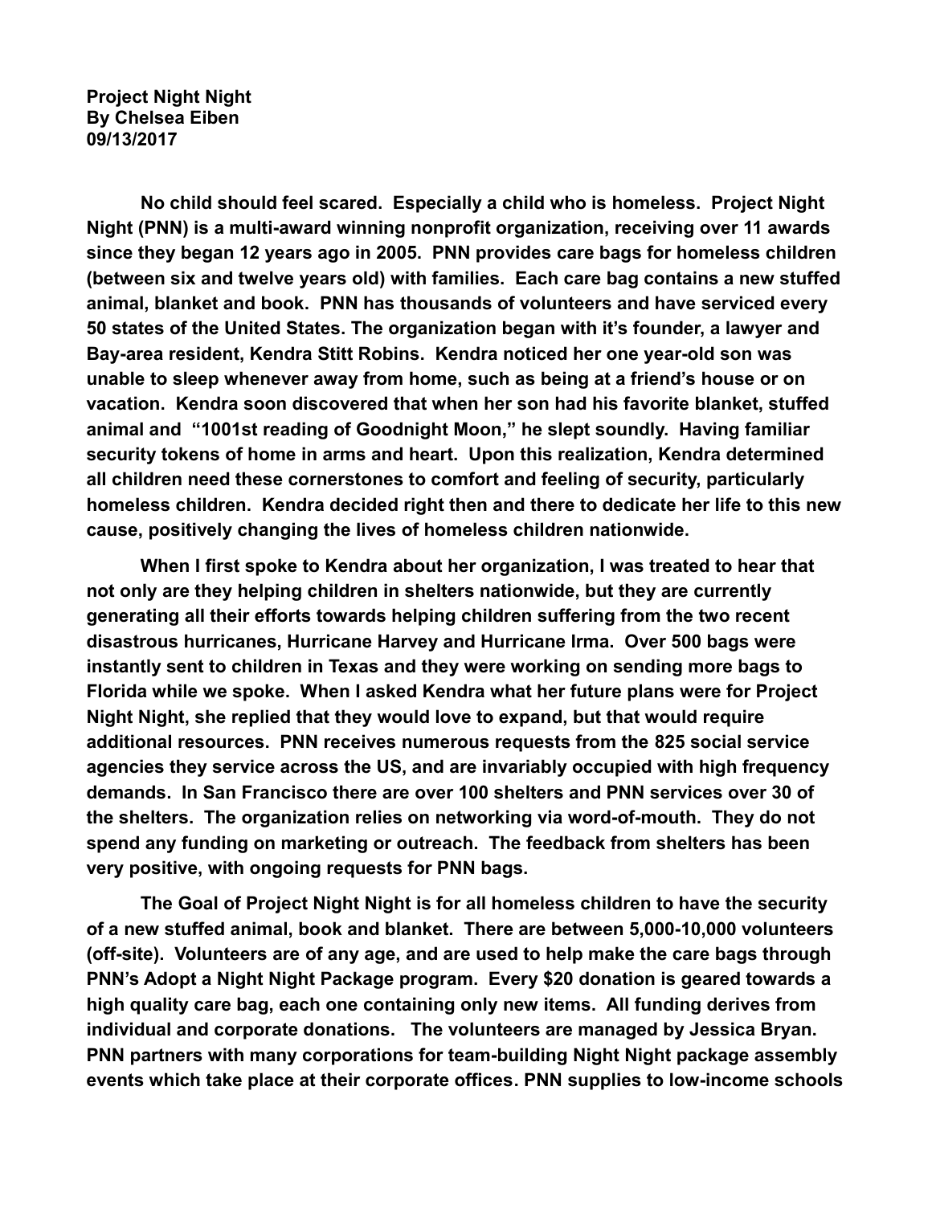**Project Night Night**
**By Chelsea Eiben**
**09/13/2017**

**No child should feel scared. Especially a child who is homeless. Project Night Night (PNN) is a multi-award winning nonprofit organization, receiving over 11 awards since they began 12 years ago in 2005. PNN provides care bags for homeless children (between six and twelve years old) with families. Each care bag contains a new stuffed animal, blanket and book. PNN has thousands of volunteers and have serviced every 50 states of the United States. The organization began with it's founder, a lawyer and Bay-area resident, Kendra Stitt Robins. Kendra noticed her one year-old son was unable to sleep whenever away from home, such as being at a friend's house or on vacation. Kendra soon discovered that when her son had his favorite blanket, stuffed animal and "1001st reading of Goodnight Moon," he slept soundly. Having familiar security tokens of home in arms and heart. Upon this realization, Kendra determined all children need these cornerstones to comfort and feeling of security, particularly homeless children. Kendra decided right then and there to dedicate her life to this new cause, positively changing the lives of homeless children nationwide.**

**When I first spoke to Kendra about her organization, I was treated to hear that not only are they helping children in shelters nationwide, but they are currently generating all their efforts towards helping children suffering from the two recent disastrous hurricanes, Hurricane Harvey and Hurricane Irma. Over 500 bags were instantly sent to children in Texas and they were working on sending more bags to Florida while we spoke. When I asked Kendra what her future plans were for Project Night Night, she replied that they would love to expand, but that would require additional resources. PNN receives numerous requests from the 825 social service agencies they service across the US, and are invariably occupied with high frequency demands. In San Francisco there are over 100 shelters and PNN services over 30 of the shelters. The organization relies on networking via word-of-mouth. They do not spend any funding on marketing or outreach. The feedback from shelters has been very positive, with ongoing requests for PNN bags.**

**The Goal of Project Night Night is for all homeless children to have the security of a new stuffed animal, book and blanket. There are between 5,000-10,000 volunteers (off-site). Volunteers are of any age, and are used to help make the care bags through PNN's Adopt a Night Night Package program. Every $20 donation is geared towards a high quality care bag, each one containing only new items. All funding derives from individual and corporate donations. The volunteers are managed by Jessica Bryan. PNN partners with many corporations for team-building Night Night package assembly events which take place at their corporate offices. PNN supplies to low-income schools**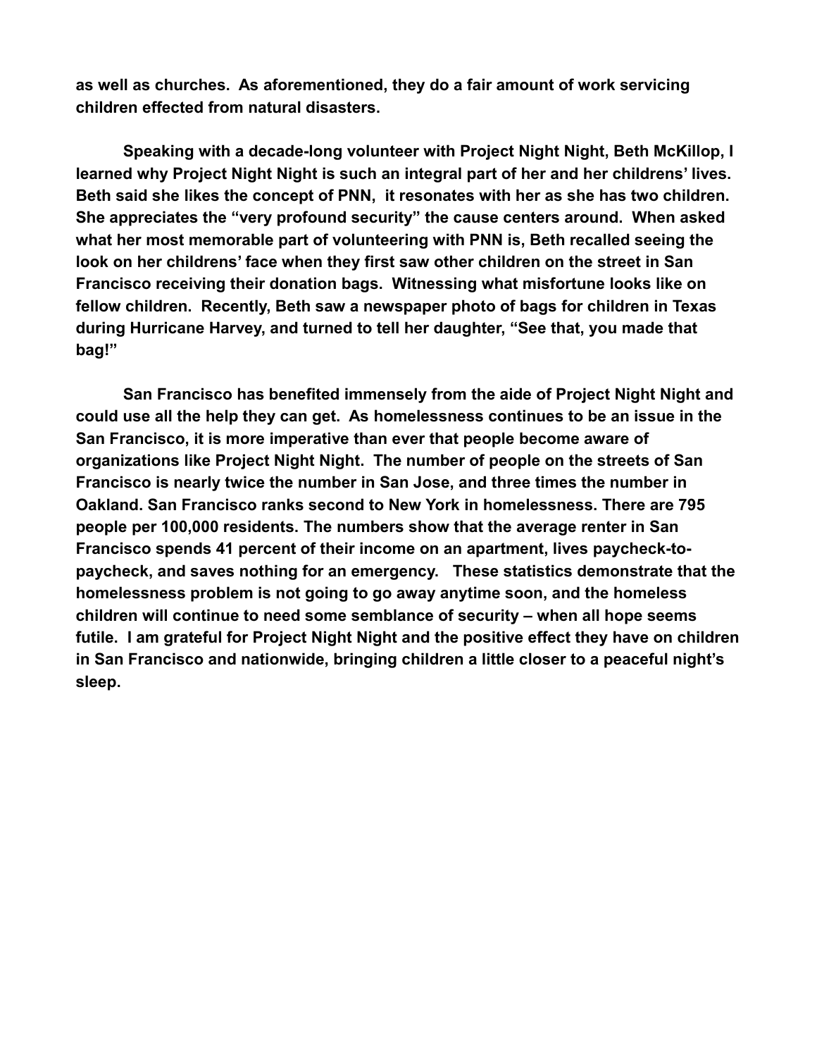**as well as churches. As aforementioned, they do a fair amount of work servicing children effected from natural disasters.**

**Speaking with a decade-long volunteer with Project Night Night, Beth McKillop, I learned why Project Night Night is such an integral part of her and her childrens' lives. Beth said she likes the concept of PNN, it resonates with her as she has two children. She appreciates the "very profound security" the cause centers around. When asked what her most memorable part of volunteering with PNN is, Beth recalled seeing the look on her childrens' face when they first saw other children on the street in San Francisco receiving their donation bags. Witnessing what misfortune looks like on fellow children. Recently, Beth saw a newspaper photo of bags for children in Texas during Hurricane Harvey, and turned to tell her daughter, "See that, you made that bag!"**

**San Francisco has benefited immensely from the aide of Project Night Night and could use all the help they can get. As homelessness continues to be an issue in the San Francisco, it is more imperative than ever that people become aware of organizations like Project Night Night. The number of people on the streets of San Francisco is nearly twice the number in San Jose, and three times the number in Oakland. San Francisco ranks second to New York in homelessness. There are 795 people per 100,000 residents. The numbers show that the average renter in San Francisco spends 41 percent of their income on an apartment, lives paycheck-to-paycheck, and saves nothing for an emergency. These statistics demonstrate that the homelessness problem is not going to go away anytime soon, and the homeless children will continue to need some semblance of security – when all hope seems futile. I am grateful for Project Night Night and the positive effect they have on children in San Francisco and nationwide, bringing children a little closer to a peaceful night's sleep.**